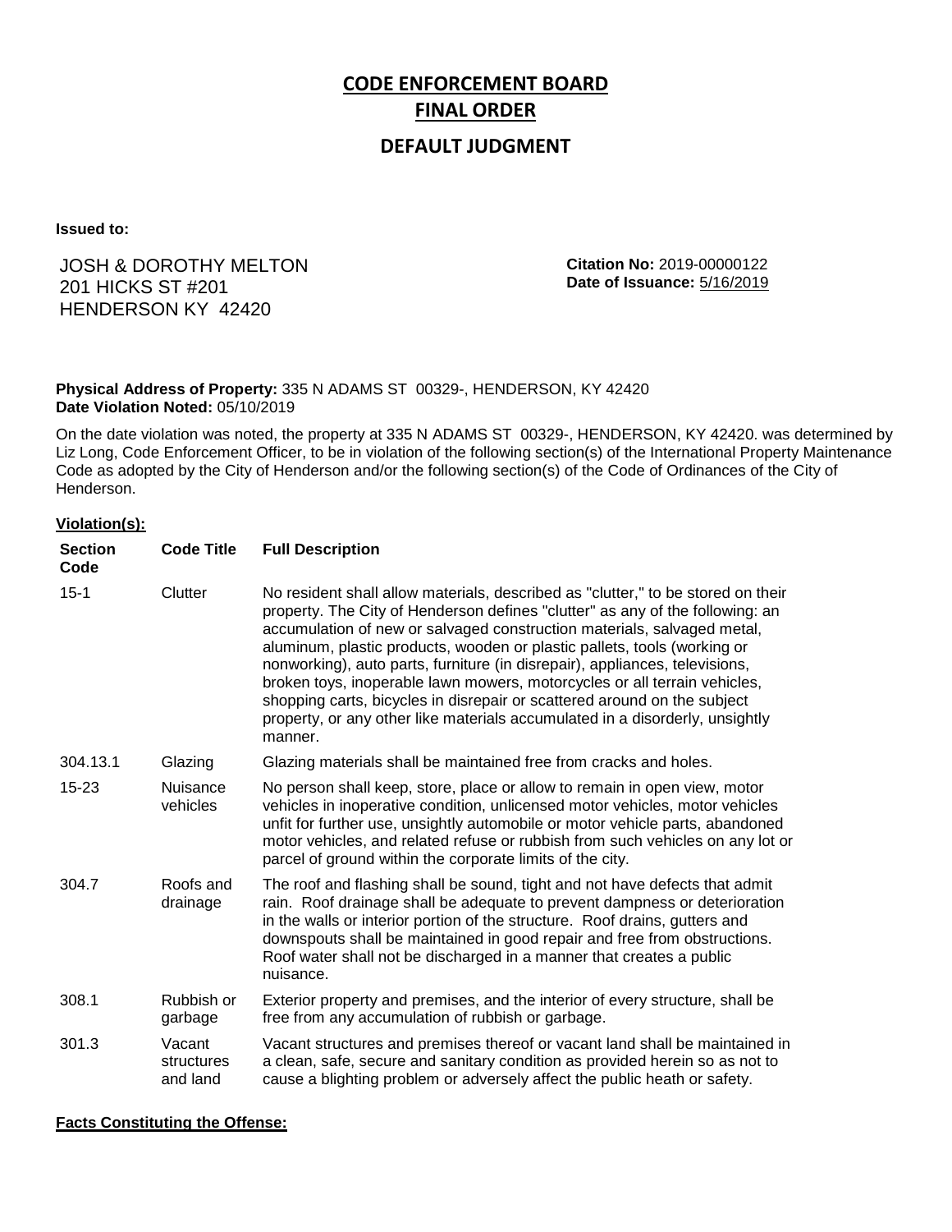# CODE ENFORCEMENT BOARD

## FINAL ORDER

### DEFAULT JUDGMENT

**Issued to:**

JOSH & DOROTHY MELTON
201 HICKS ST #201
HENDERSON KY 42420

**Citation No:** 2019-00000122
**Date of Issuance:** 5/16/2019

**Physical Address of Property:** 335 N ADAMS ST 00329-, HENDERSON, KY 42420
**Date Violation Noted:** 05/10/2019

On the date violation was noted, the property at 335 N ADAMS ST 00329-, HENDERSON, KY 42420. was determined by Liz Long, Code Enforcement Officer, to be in violation of the following section(s) of the International Property Maintenance Code as adopted by the City of Henderson and/or the following section(s) of the Code of Ordinances of the City of Henderson.

**Violation(s):**

| Section Code | Code Title | Full Description |
|---|---|---|
| 15-1 | Clutter | No resident shall allow materials, described as "clutter," to be stored on their property. The City of Henderson defines "clutter" as any of the following: an accumulation of new or salvaged construction materials, salvaged metal, aluminum, plastic products, wooden or plastic pallets, tools (working or nonworking), auto parts, furniture (in disrepair), appliances, televisions, broken toys, inoperable lawn mowers, motorcycles or all terrain vehicles, shopping carts, bicycles in disrepair or scattered around on the subject property, or any other like materials accumulated in a disorderly, unsightly manner. |
| 304.13.1 | Glazing | Glazing materials shall be maintained free from cracks and holes. |
| 15-23 | Nuisance vehicles | No person shall keep, store, place or allow to remain in open view, motor vehicles in inoperative condition, unlicensed motor vehicles, motor vehicles unfit for further use, unsightly automobile or motor vehicle parts, abandoned motor vehicles, and related refuse or rubbish from such vehicles on any lot or parcel of ground within the corporate limits of the city. |
| 304.7 | Roofs and drainage | The roof and flashing shall be sound, tight and not have defects that admit rain. Roof drainage shall be adequate to prevent dampness or deterioration in the walls or interior portion of the structure. Roof drains, gutters and downspouts shall be maintained in good repair and free from obstructions. Roof water shall not be discharged in a manner that creates a public nuisance. |
| 308.1 | Rubbish or garbage | Exterior property and premises, and the interior of every structure, shall be free from any accumulation of rubbish or garbage. |
| 301.3 | Vacant structures and land | Vacant structures and premises thereof or vacant land shall be maintained in a clean, safe, secure and sanitary condition as provided herein so as not to cause a blighting problem or adversely affect the public heath or safety. |

**Facts Constituting the Offense:**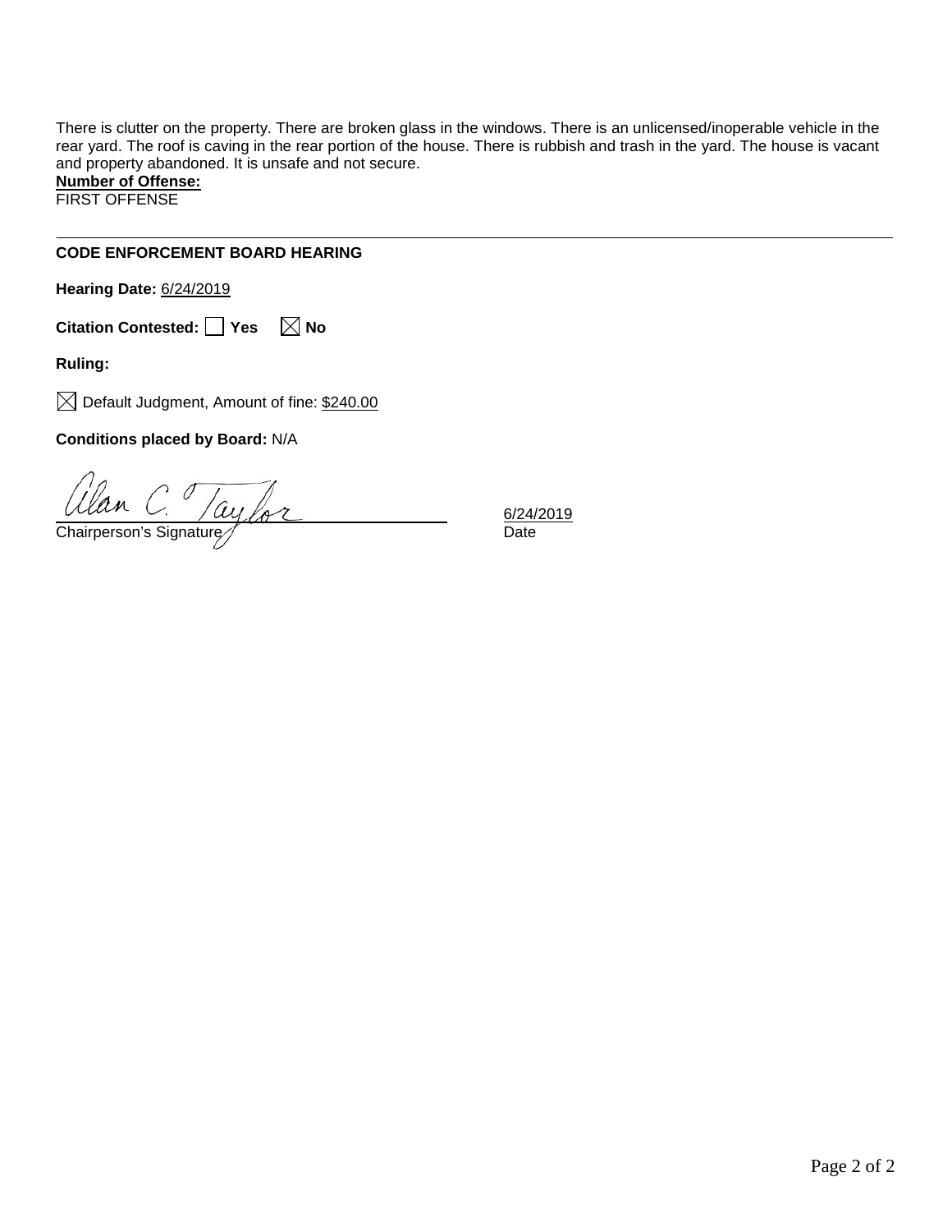There is clutter on the property. There are broken glass in the windows. There is an unlicensed/inoperable vehicle in the rear yard. The roof is caving in the rear portion of the house. There is rubbish and trash in the yard. The house is vacant and property abandoned. It is unsafe and not secure.

**Number of Offense:**

FIRST OFFENSE

---

**CODE ENFORCEMENT BOARD HEARING**

**Hearing Date:** 6/24/2019

**Citation Contested:** ☐ **Yes** ☒ **No**

**Ruling:**

☒ Default Judgment, Amount of fine: $240.00

**Conditions placed by Board:** N/A

Alan C. Taylor

Chairperson's Signature

6/24/2019

Date